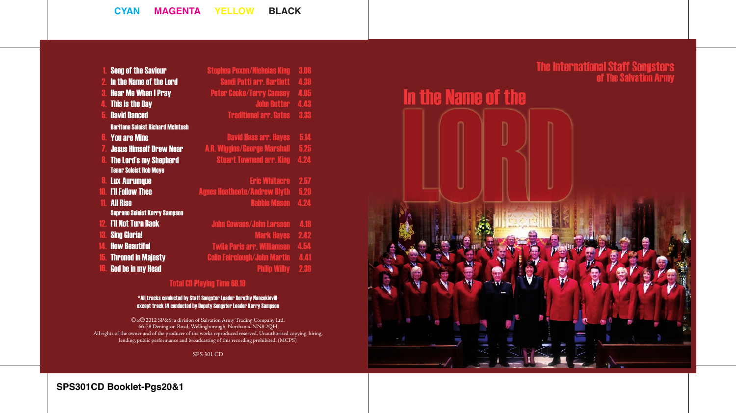CYAN MAGENTA YELLOW BLACK

| | Title | Composer | Time |
|---|---|---|---|
| 1. | Song of the Saviour | Stephen Poxon/Nicholas King | 3.08 |
| 2. | In the Name of the Lord | Sandi Patti arr. Bartlett | 4.39 |
| 3. | Hear Me When I Pray | Peter Cooke/Terry Camsey | 4.05 |
| 4. | This is the Day | John Rutter | 4.43 |
| 5. | David Danced | Traditional arr. Gates | 3.33 |
| | Baritone Soloist Richard McIntosh | | |
| 6. | You are Mine | David Haas arr. Hayes | 5.14 |
| 7. | Jesus Himself Drew Near | A.R. Wiggins/George Marshall | 5.25 |
| 8. | The Lord's my Shepherd | Stuart Townend arr. King | 4.24 |
| | Tenor Soloist Rob Moye | | |
| 9. | Lux Aurumque | Eric Whitacre | 2.57 |
| 10. | I'll Follow Thee | Agnes Heathcote/Andrew Blyth | 5.20 |
| 11. | All Rise | Babbie Mason | 4.24 |
| | Soprano Soloist Kerry Sampson | | |
| 12. | I'll Not Turn Back | John Gowans/John Larsson | 4.18 |
| 13. | Sing Gloria! | Mark Hayes | 2.42 |
| 14. | How Beautiful | Twila Paris arr. Williamson | 4.54 |
| 15. | Throned in Majesty | Colin Fairclough/John Martin | 4.41 |
| 16. | God be in my Head | Philip Wilby | 2.36 |

**Total CD Playing Time 68.19**

*All tracks conducted by Staff Songster Leader Dorothy Nancekievill except track 14 conducted by Deputy Songster Leader Kerry Sampson

©&℗ 2012 SP&S, a division of Salvation Army Trading Company Ltd.
66-78 Denington Road, Wellingborough, Northants. NN8 2QH
All rights of the owner and of the producer of the works reproduced reserved. Unauthorised copying, hiring, lending, public performance and broadcasting of this recording prohibited. (MCPS)

SPS 301 CD

# The International Staff Songsters of The Salvation Army

# In the Name of the LORD

SPS301CD Booklet-Pgs20&1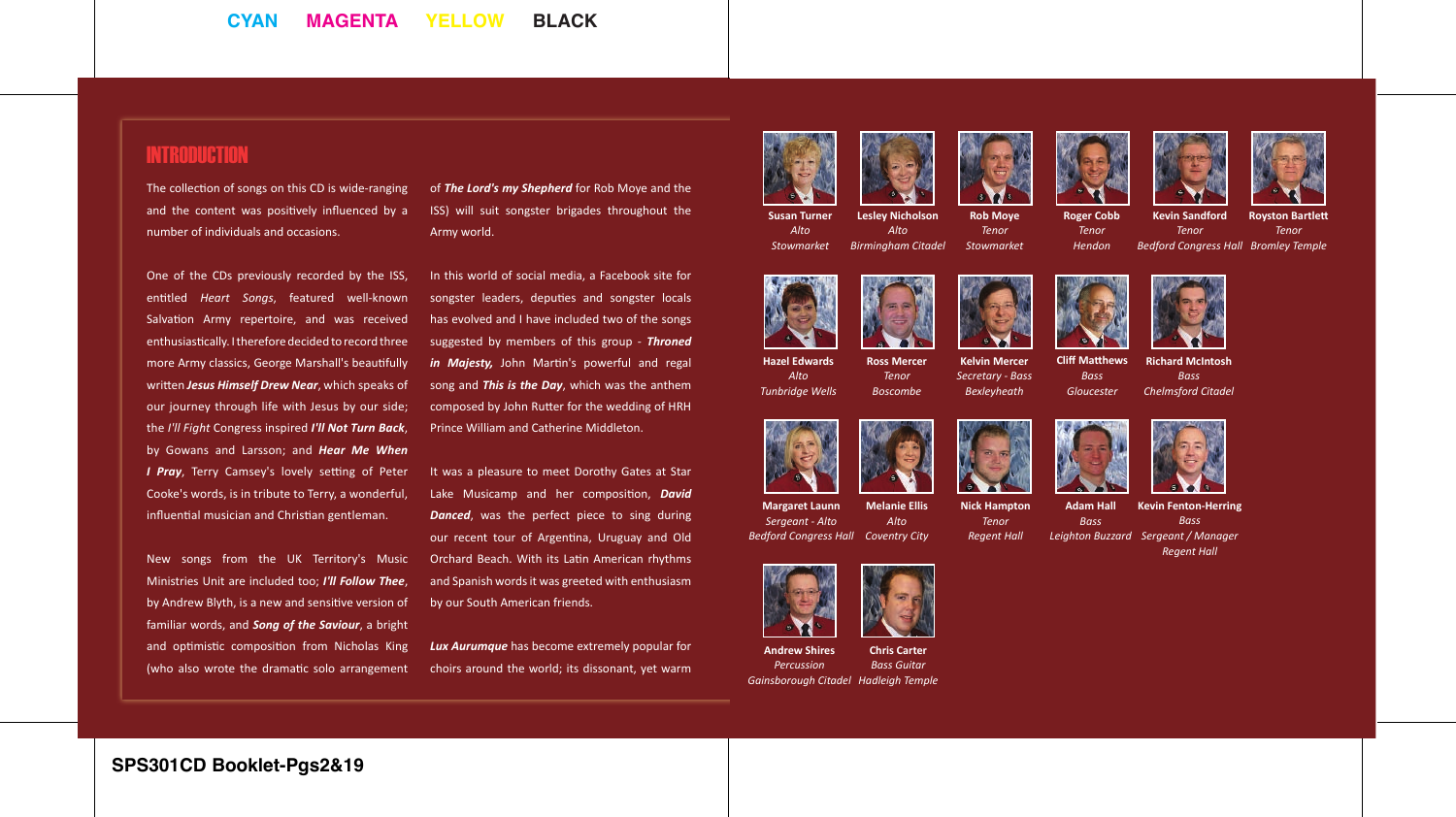# INTRODUCTION

The collection of songs on this CD is wide-ranging and the content was positively influenced by a number of individuals and occasions.

One of the CDs previously recorded by the ISS, entitled *Heart Songs*, featured well-known Salvation Army repertoire, and was received enthusiastically. I therefore decided to record three more Army classics, George Marshall's beautifully written ***Jesus Himself Drew Near***, which speaks of our journey through life with Jesus by our side; the *I'll Fight* Congress inspired ***I'll Not Turn Back***, by Gowans and Larsson; and ***Hear Me When I Pray***, Terry Camsey's lovely setting of Peter Cooke's words, is in tribute to Terry, a wonderful, influential musician and Christian gentleman.

New songs from the UK Territory's Music Ministries Unit are included too; ***I'll Follow Thee***, by Andrew Blyth, is a new and sensitive version of familiar words, and ***Song of the Saviour***, a bright and optimistic composition from Nicholas King (who also wrote the dramatic solo arrangement of ***The Lord's my Shepherd*** for Rob Moye and the ISS) will suit songster brigades throughout the Army world.

In this world of social media, a Facebook site for songster leaders, deputies and songster locals has evolved and I have included two of the songs suggested by members of this group - ***Throned in Majesty,*** John Martin's powerful and regal song and ***This is the Day***, which was the anthem composed by John Rutter for the wedding of HRH Prince William and Catherine Middleton.

It was a pleasure to meet Dorothy Gates at Star Lake Musicamp and her composition, ***David Danced***, was the perfect piece to sing during our recent tour of Argentina, Uruguay and Old Orchard Beach. With its Latin American rhythms and Spanish words it was greeted with enthusiasm by our South American friends.

***Lux Aurumque*** has become extremely popular for choirs around the world; its dissonant, yet warm

**Susan Turner**
*Alto*
*Stowmarket*

**Lesley Nicholson**
*Alto*
*Birmingham Citadel*

**Rob Moye**
*Tenor*
*Stowmarket*

**Roger Cobb**
*Tenor*
*Hendon*

**Kevin Sandford**
*Tenor*
*Bedford Congress Hall*

**Royston Bartlett**
*Tenor*
*Bromley Temple*

**Hazel Edwards**
*Alto*
*Tunbridge Wells*

**Ross Mercer**
*Tenor*
*Boscombe*

**Kelvin Mercer**
*Secretary - Bass*
*Bexleyheath*

**Cliff Matthews**
*Bass*
*Gloucester*

**Richard McIntosh**
*Bass*
*Chelmsford Citadel*

**Margaret Launn**
*Sergeant - Alto*
*Bedford Congress Hall*

**Melanie Ellis**
*Alto*
*Coventry City*

**Nick Hampton**
*Tenor*
*Regent Hall*

**Adam Hall**
*Bass*
*Leighton Buzzard*

**Kevin Fenton-Herring**
*Bass*
*Sergeant / Manager*
*Regent Hall*

**Andrew Shires**
*Percussion*
*Gainsborough Citadel*

**Chris Carter**
*Bass Guitar*
*Hadleigh Temple*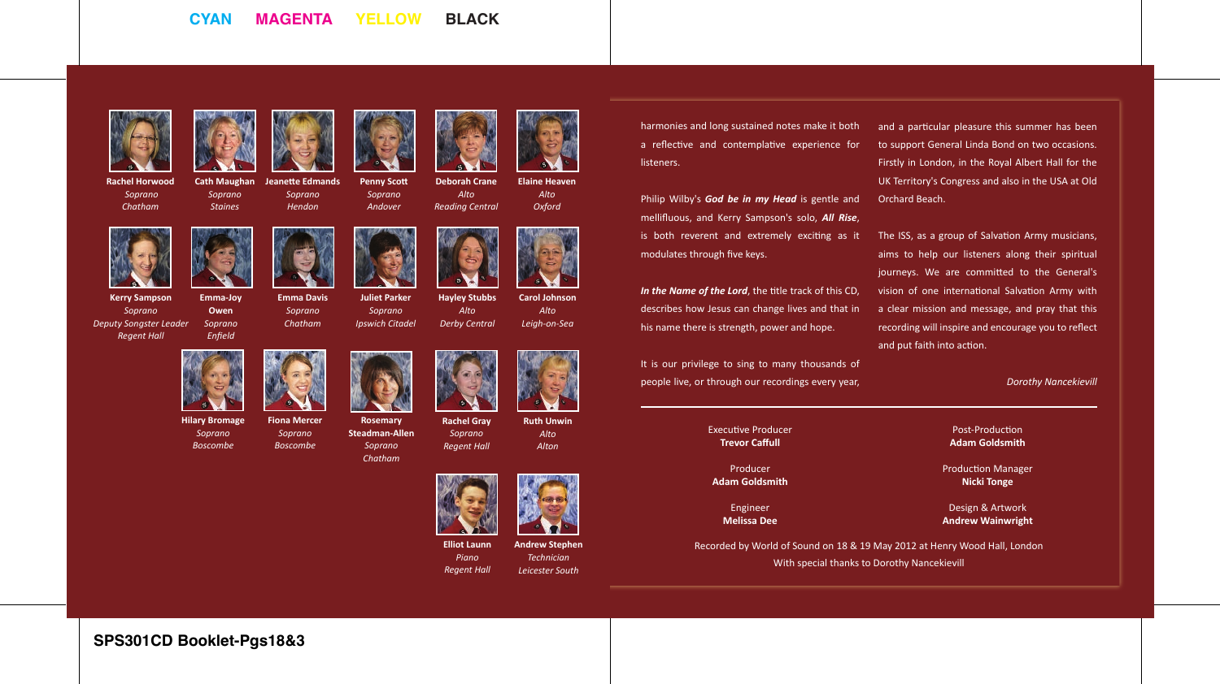**Rachel Horwood**
*Soprano*
*Chatham*

**Cath Maughan**
*Soprano*
*Staines*

**Jeanette Edmands**
*Soprano*
*Hendon*

**Penny Scott**
*Soprano*
*Andover*

**Deborah Crane**
*Alto*
*Reading Central*

**Elaine Heaven**
*Alto*
*Oxford*

**Kerry Sampson**
*Soprano*
*Deputy Songster Leader*
*Regent Hall*

**Emma-Joy Owen**
*Soprano*
*Enfield*

**Emma Davis**
*Soprano*
*Chatham*

**Juliet Parker**
*Soprano*
*Ipswich Citadel*

**Hayley Stubbs**
*Alto*
*Derby Central*

**Carol Johnson**
*Alto*
*Leigh-on-Sea*

**Hilary Bromage**
*Soprano*
*Boscombe*

**Fiona Mercer**
*Soprano*
*Boscombe*

**Rosemary Steadman-Allen**
*Soprano*
*Chatham*

**Rachel Gray**
*Soprano*
*Regent Hall*

**Ruth Unwin**
*Alto*
*Alton*

**Elliot Launn**
*Piano*
*Regent Hall*

**Andrew Stephen**
*Technician*
*Leicester South*

harmonies and long sustained notes make it both a reflective and contemplative experience for listeners.

Philip Wilby's ***God be in my Head*** is gentle and mellifluous, and Kerry Sampson's solo, ***All Rise***, is both reverent and extremely exciting as it modulates through five keys.

***In the Name of the Lord***, the title track of this CD, describes how Jesus can change lives and that in his name there is strength, power and hope.

It is our privilege to sing to many thousands of people live, or through our recordings every year, and a particular pleasure this summer has been to support General Linda Bond on two occasions. Firstly in London, in the Royal Albert Hall for the UK Territory's Congress and also in the USA at Old Orchard Beach.

The ISS, as a group of Salvation Army musicians, aims to help our listeners along their spiritual journeys. We are committed to the General's vision of one international Salvation Army with a clear mission and message, and pray that this recording will inspire and encourage you to reflect and put faith into action.

*Dorothy Nancekievill*

---

Executive Producer
**Trevor Caffull**

Producer
**Adam Goldsmith**

Engineer
**Melissa Dee**

Post-Production
**Adam Goldsmith**

Production Manager
**Nicki Tonge**

Design & Artwork
**Andrew Wainwright**

Recorded by World of Sound on 18 & 19 May 2012 at Henry Wood Hall, London
With special thanks to Dorothy Nancekievill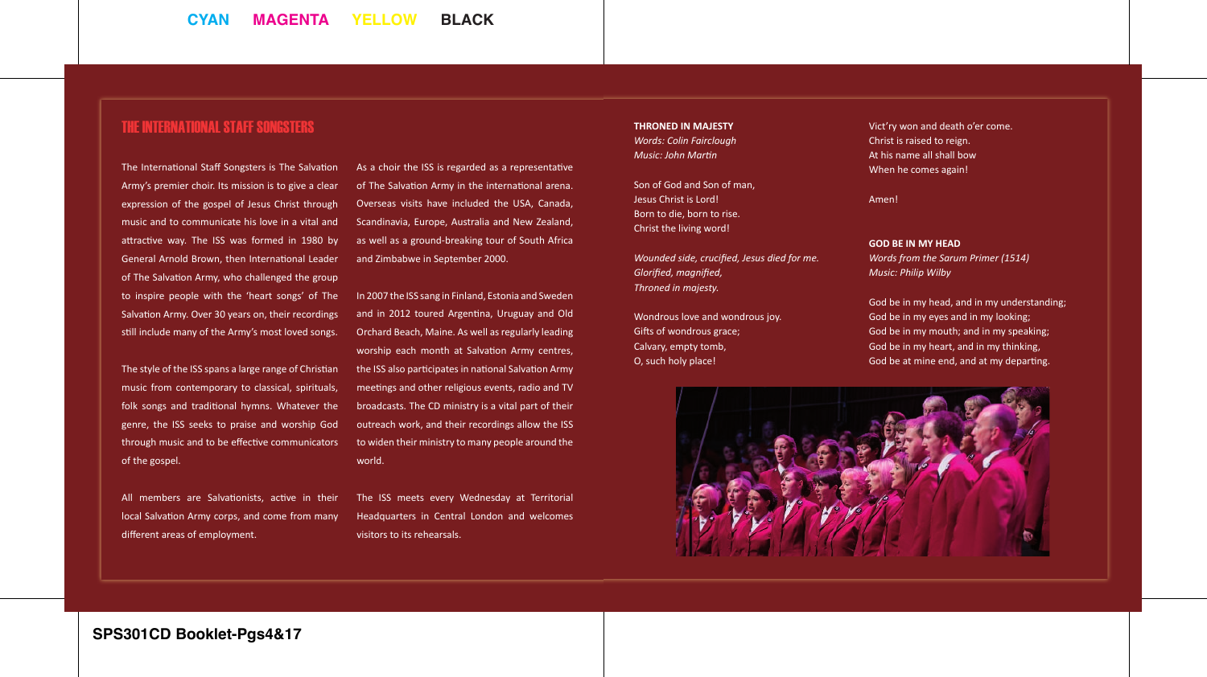## THE INTERNATIONAL STAFF SONGSTERS

The International Staff Songsters is The Salvation Army's premier choir. Its mission is to give a clear expression of the gospel of Jesus Christ through music and to communicate his love in a vital and attractive way. The ISS was formed in 1980 by General Arnold Brown, then International Leader of The Salvation Army, who challenged the group to inspire people with the 'heart songs' of The Salvation Army. Over 30 years on, their recordings still include many of the Army's most loved songs.

The style of the ISS spans a large range of Christian music from contemporary to classical, spirituals, folk songs and traditional hymns. Whatever the genre, the ISS seeks to praise and worship God through music and to be effective communicators of the gospel.

All members are Salvationists, active in their local Salvation Army corps, and come from many different areas of employment.

As a choir the ISS is regarded as a representative of The Salvation Army in the international arena. Overseas visits have included the USA, Canada, Scandinavia, Europe, Australia and New Zealand, as well as a ground-breaking tour of South Africa and Zimbabwe in September 2000.

In 2007 the ISS sang in Finland, Estonia and Sweden and in 2012 toured Argentina, Uruguay and Old Orchard Beach, Maine. As well as regularly leading worship each month at Salvation Army centres, the ISS also participates in national Salvation Army meetings and other religious events, radio and TV broadcasts. The CD ministry is a vital part of their outreach work, and their recordings allow the ISS to widen their ministry to many people around the world.

The ISS meets every Wednesday at Territorial Headquarters in Central London and welcomes visitors to its rehearsals.

**THRONED IN MAJESTY**
*Words: Colin Fairclough*
*Music: John Martin*

Son of God and Son of man,
Jesus Christ is Lord!
Born to die, born to rise.
Christ the living word!

*Wounded side, crucified, Jesus died for me.*
*Glorified, magnified,*
*Throned in majesty.*

Wondrous love and wondrous joy.
Gifts of wondrous grace;
Calvary, empty tomb,
O, such holy place!

Vict'ry won and death o'er come.
Christ is raised to reign.
At his name all shall bow
When he comes again!

Amen!

**GOD BE IN MY HEAD**
*Words from the Sarum Primer (1514)*
*Music: Philip Wilby*

God be in my head, and in my understanding;
God be in my eyes and in my looking;
God be in my mouth; and in my speaking;
God be in my heart, and in my thinking,
God be at mine end, and at my departing.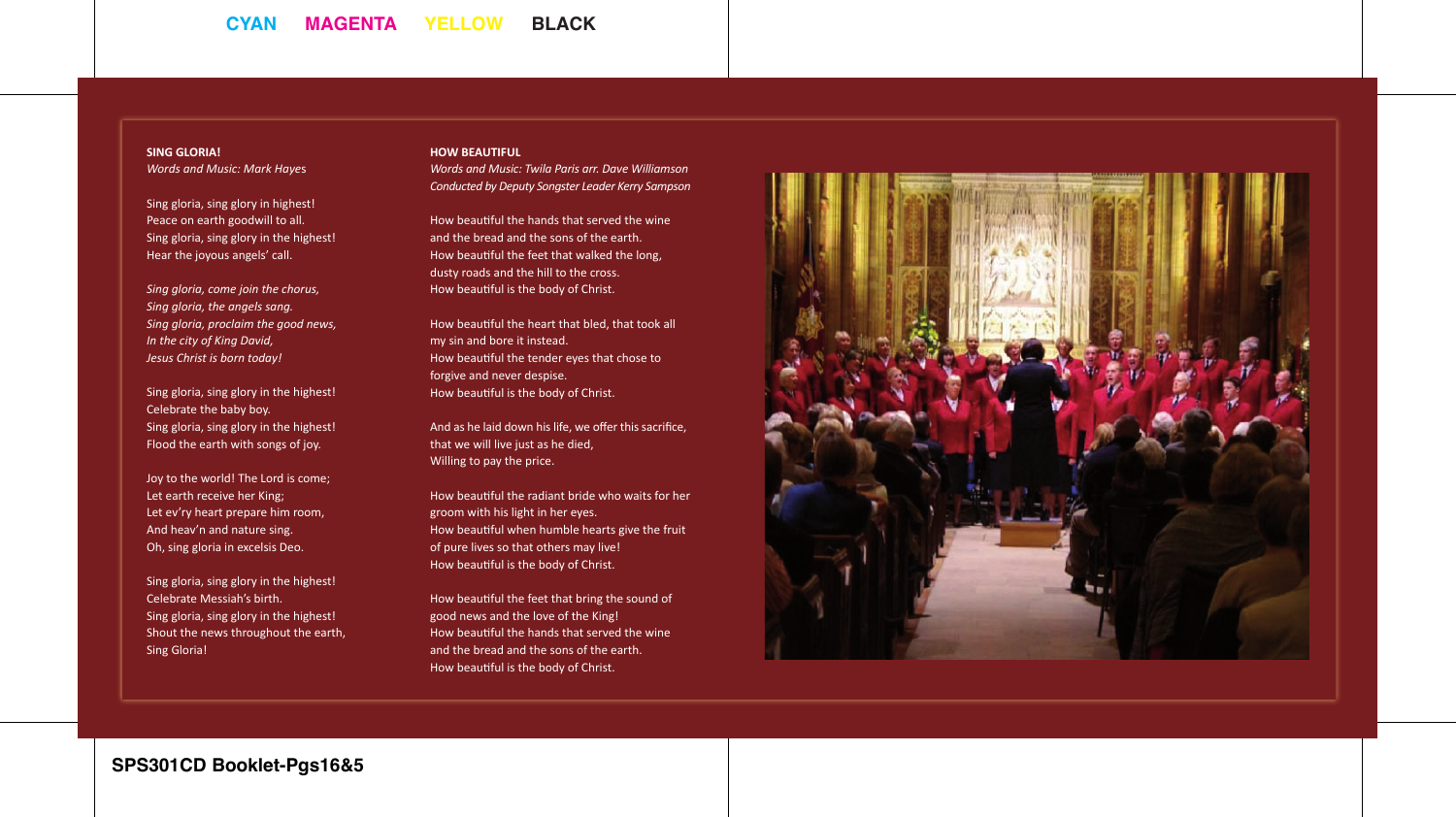**SING GLORIA!**
*Words and Music: Mark Hayes*

Sing gloria, sing glory in highest!
Peace on earth goodwill to all.
Sing gloria, sing glory in the highest!
Hear the joyous angels' call.

*Sing gloria, come join the chorus,*
*Sing gloria, the angels sang.*
*Sing gloria, proclaim the good news,*
*In the city of King David,*
*Jesus Christ is born today!*

Sing gloria, sing glory in the highest!
Celebrate the baby boy.
Sing gloria, sing glory in the highest!
Flood the earth with songs of joy.

Joy to the world! The Lord is come;
Let earth receive her King;
Let ev'ry heart prepare him room,
And heav'n and nature sing.
Oh, sing gloria in excelsis Deo.

Sing gloria, sing glory in the highest!
Celebrate Messiah's birth.
Sing gloria, sing glory in the highest!
Shout the news throughout the earth,
Sing Gloria!

**HOW BEAUTIFUL**
*Words and Music: Twila Paris arr. Dave Williamson*
*Conducted by Deputy Songster Leader Kerry Sampson*

How beautiful the hands that served the wine
and the bread and the sons of the earth.
How beautiful the feet that walked the long,
dusty roads and the hill to the cross.
How beautiful is the body of Christ.

How beautiful the heart that bled, that took all
my sin and bore it instead.
How beautiful the tender eyes that chose to
forgive and never despise.
How beautiful is the body of Christ.

And as he laid down his life, we offer this sacrifice,
that we will live just as he died,
Willing to pay the price.

How beautiful the radiant bride who waits for her
groom with his light in her eyes.
How beautiful when humble hearts give the fruit
of pure lives so that others may live!
How beautiful is the body of Christ.

How beautiful the feet that bring the sound of
good news and the love of the King!
How beautiful the hands that served the wine
and the bread and the sons of the earth.
How beautiful is the body of Christ.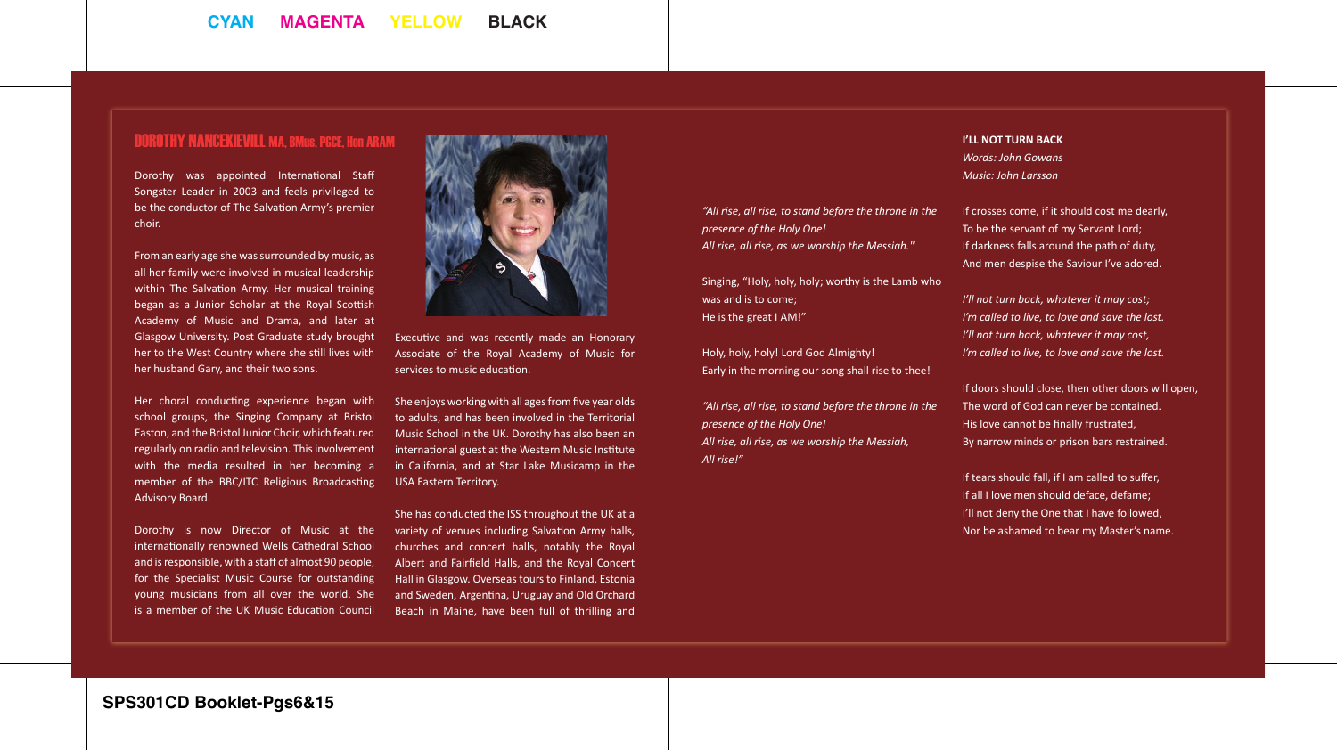## DOROTHY NANCEKIEVILL MA, BMus, PGCE, Hon ARAM

Dorothy was appointed International Staff Songster Leader in 2003 and feels privileged to be the conductor of The Salvation Army's premier choir.

From an early age she was surrounded by music, as all her family were involved in musical leadership within The Salvation Army. Her musical training began as a Junior Scholar at the Royal Scottish Academy of Music and Drama, and later at Glasgow University. Post Graduate study brought her to the West Country where she still lives with her husband Gary, and their two sons.

Her choral conducting experience began with school groups, the Singing Company at Bristol Easton, and the Bristol Junior Choir, which featured regularly on radio and television. This involvement with the media resulted in her becoming a member of the BBC/ITC Religious Broadcasting Advisory Board.

Dorothy is now Director of Music at the internationally renowned Wells Cathedral School and is responsible, with a staff of almost 90 people, for the Specialist Music Course for outstanding young musicians from all over the world. She is a member of the UK Music Education Council Executive and was recently made an Honorary Associate of the Royal Academy of Music for services to music education.

She enjoys working with all ages from five year olds to adults, and has been involved in the Territorial Music School in the UK. Dorothy has also been an international guest at the Western Music Institute in California, and at Star Lake Musicamp in the USA Eastern Territory.

She has conducted the ISS throughout the UK at a variety of venues including Salvation Army halls, churches and concert halls, notably the Royal Albert and Fairfield Halls, and the Royal Concert Hall in Glasgow. Overseas tours to Finland, Estonia and Sweden, Argentina, Uruguay and Old Orchard Beach in Maine, have been full of thrilling and

*"All rise, all rise, to stand before the throne in the presence of the Holy One!*
*All rise, all rise, as we worship the Messiah."*

Singing, "Holy, holy, holy; worthy is the Lamb who was and is to come;
He is the great I AM!"

Holy, holy, holy! Lord God Almighty!
Early in the morning our song shall rise to thee!

*"All rise, all rise, to stand before the throne in the presence of the Holy One!*
*All rise, all rise, as we worship the Messiah,*
*All rise!"*

**I'LL NOT TURN BACK**
*Words: John Gowans*
*Music: John Larsson*

If crosses come, if it should cost me dearly,
To be the servant of my Servant Lord;
If darkness falls around the path of duty,
And men despise the Saviour I've adored.

*I'll not turn back, whatever it may cost;*
*I'm called to live, to love and save the lost.*
*I'll not turn back, whatever it may cost,*
*I'm called to live, to love and save the lost.*

If doors should close, then other doors will open,
The word of God can never be contained.
His love cannot be finally frustrated,
By narrow minds or prison bars restrained.

If tears should fall, if I am called to suffer,
If all I love men should deface, defame;
I'll not deny the One that I have followed,
Nor be ashamed to bear my Master's name.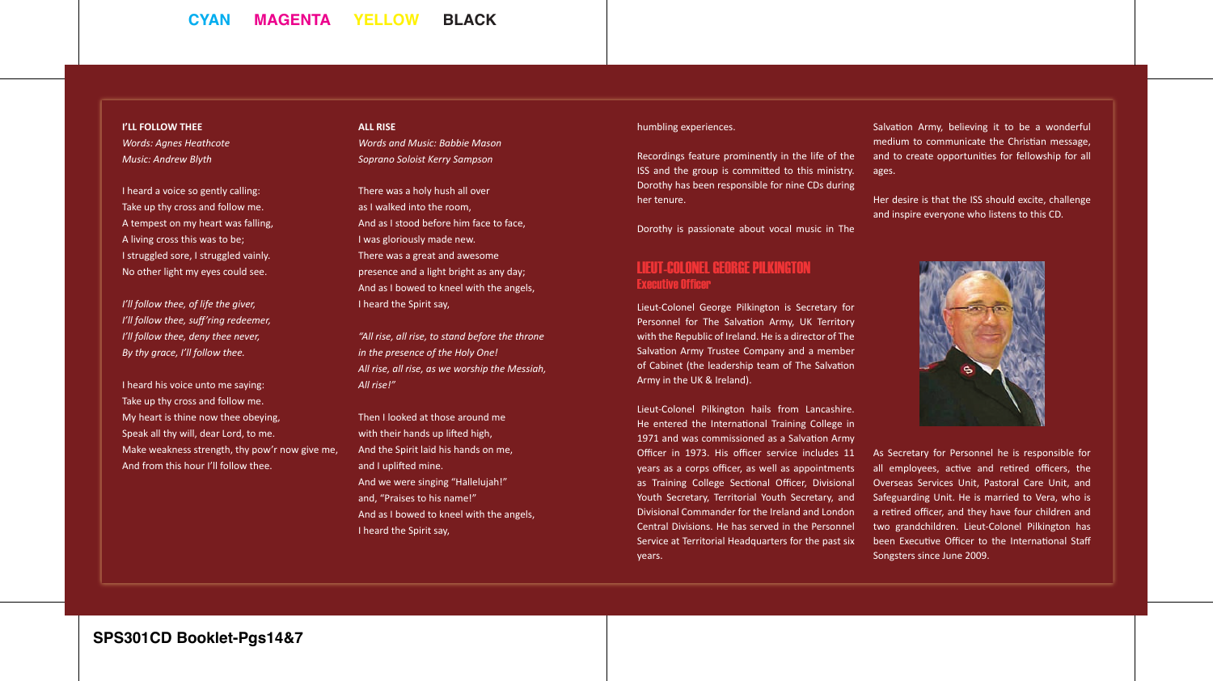**I'LL FOLLOW THEE**

*Words: Agnes Heathcote*
*Music: Andrew Blyth*

I heard a voice so gently calling:
Take up thy cross and follow me.
A tempest on my heart was falling,
A living cross this was to be;
I struggled sore, I struggled vainly.
No other light my eyes could see.

*I'll follow thee, of life the giver,*
*I'll follow thee, suff'ring redeemer,*
*I'll follow thee, deny thee never,*
*By thy grace, I'll follow thee.*

I heard his voice unto me saying:
Take up thy cross and follow me.
My heart is thine now thee obeying,
Speak all thy will, dear Lord, to me.
Make weakness strength, thy pow'r now give me,
And from this hour I'll follow thee.

**ALL RISE**

*Words and Music: Babbie Mason*
*Soprano Soloist Kerry Sampson*

There was a holy hush all over
as I walked into the room,
And as I stood before him face to face,
I was gloriously made new.
There was a great and awesome
presence and a light bright as any day;
And as I bowed to kneel with the angels,
I heard the Spirit say,

*"All rise, all rise, to stand before the throne*
*in the presence of the Holy One!*
*All rise, all rise, as we worship the Messiah,*
*All rise!"*

Then I looked at those around me
with their hands up lifted high,
And the Spirit laid his hands on me,
and I uplifted mine.
And we were singing "Hallelujah!"
and, "Praises to his name!"
And as I bowed to kneel with the angels,
I heard the Spirit say,

humbling experiences.

Recordings feature prominently in the life of the ISS and the group is committed to this ministry. Dorothy has been responsible for nine CDs during her tenure.

Dorothy is passionate about vocal music in The Salvation Army, believing it to be a wonderful medium to communicate the Christian message, and to create opportunities for fellowship for all ages.

Her desire is that the ISS should excite, challenge and inspire everyone who listens to this CD.

## LIEUT-COLONEL GEORGE PILKINGTON
### Executive Officer

Lieut-Colonel George Pilkington is Secretary for Personnel for The Salvation Army, UK Territory with the Republic of Ireland. He is a director of The Salvation Army Trustee Company and a member of Cabinet (the leadership team of The Salvation Army in the UK & Ireland).

Lieut-Colonel Pilkington hails from Lancashire. He entered the International Training College in 1971 and was commissioned as a Salvation Army Officer in 1973. His officer service includes 11 years as a corps officer, as well as appointments as Training College Sectional Officer, Divisional Youth Secretary, Territorial Youth Secretary, and Divisional Commander for the Ireland and London Central Divisions. He has served in the Personnel Service at Territorial Headquarters for the past six years.

As Secretary for Personnel he is responsible for all employees, active and retired officers, the Overseas Services Unit, Pastoral Care Unit, and Safeguarding Unit. He is married to Vera, who is a retired officer, and they have four children and two grandchildren. Lieut-Colonel Pilkington has been Executive Officer to the International Staff Songsters since June 2009.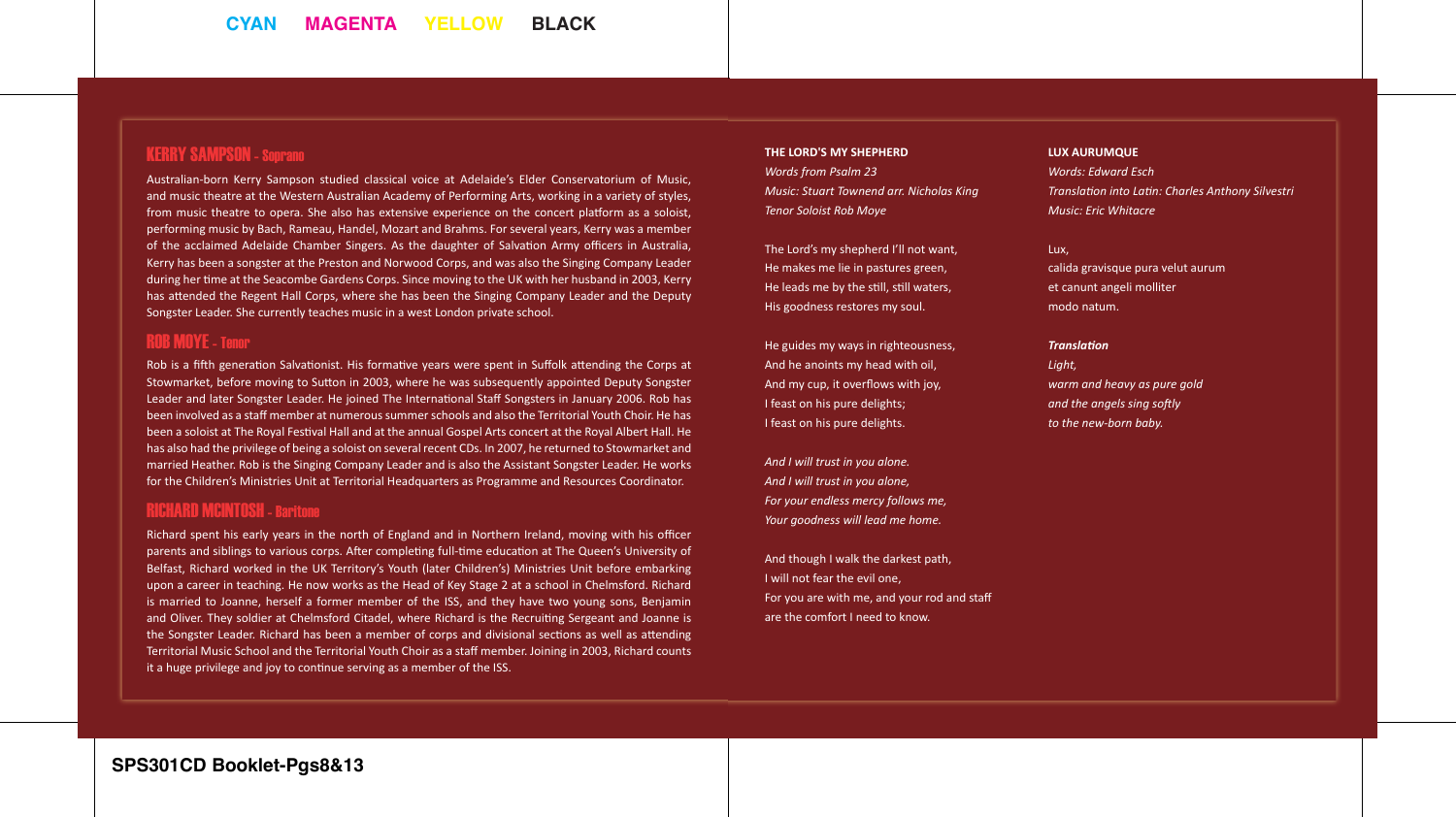## KERRY SAMPSON - Soprano

Australian-born Kerry Sampson studied classical voice at Adelaide's Elder Conservatorium of Music, and music theatre at the Western Australian Academy of Performing Arts, working in a variety of styles, from music theatre to opera. She also has extensive experience on the concert platform as a soloist, performing music by Bach, Rameau, Handel, Mozart and Brahms. For several years, Kerry was a member of the acclaimed Adelaide Chamber Singers. As the daughter of Salvation Army officers in Australia, Kerry has been a songster at the Preston and Norwood Corps, and was also the Singing Company Leader during her time at the Seacombe Gardens Corps. Since moving to the UK with her husband in 2003, Kerry has attended the Regent Hall Corps, where she has been the Singing Company Leader and the Deputy Songster Leader. She currently teaches music in a west London private school.

## ROB MOYE - Tenor

Rob is a fifth generation Salvationist. His formative years were spent in Suffolk attending the Corps at Stowmarket, before moving to Sutton in 2003, where he was subsequently appointed Deputy Songster Leader and later Songster Leader. He joined The International Staff Songsters in January 2006. Rob has been involved as a staff member at numerous summer schools and also the Territorial Youth Choir. He has been a soloist at The Royal Festival Hall and at the annual Gospel Arts concert at the Royal Albert Hall. He has also had the privilege of being a soloist on several recent CDs. In 2007, he returned to Stowmarket and married Heather. Rob is the Singing Company Leader and is also the Assistant Songster Leader. He works for the Children's Ministries Unit at Territorial Headquarters as Programme and Resources Coordinator.

## RICHARD MCINTOSH - Baritone

Richard spent his early years in the north of England and in Northern Ireland, moving with his officer parents and siblings to various corps. After completing full-time education at The Queen's University of Belfast, Richard worked in the UK Territory's Youth (later Children's) Ministries Unit before embarking upon a career in teaching. He now works as the Head of Key Stage 2 at a school in Chelmsford. Richard is married to Joanne, herself a former member of the ISS, and they have two young sons, Benjamin and Oliver. They soldier at Chelmsford Citadel, where Richard is the Recruiting Sergeant and Joanne is the Songster Leader. Richard has been a member of corps and divisional sections as well as attending Territorial Music School and the Territorial Youth Choir as a staff member. Joining in 2003, Richard counts it a huge privilege and joy to continue serving as a member of the ISS.

**THE LORD'S MY SHEPHERD**
*Words from Psalm 23*
*Music: Stuart Townend arr. Nicholas King*
*Tenor Soloist Rob Moye*

The Lord's my shepherd I'll not want,
He makes me lie in pastures green,
He leads me by the still, still waters,
His goodness restores my soul.

He guides my ways in righteousness,
And he anoints my head with oil,
And my cup, it overflows with joy,
I feast on his pure delights;
I feast on his pure delights.

*And I will trust in you alone.*
*And I will trust in you alone,*
*For your endless mercy follows me,*
*Your goodness will lead me home.*

And though I walk the darkest path,
I will not fear the evil one,
For you are with me, and your rod and staff
are the comfort I need to know.

**LUX AURUMQUE**
*Words: Edward Esch*
*Translation into Latin: Charles Anthony Silvestri*
*Music: Eric Whitacre*

Lux,
calida gravisque pura velut aurum
et canunt angeli molliter
modo natum.

***Translation***
*Light,*
*warm and heavy as pure gold*
*and the angels sing softly*
*to the new-born baby.*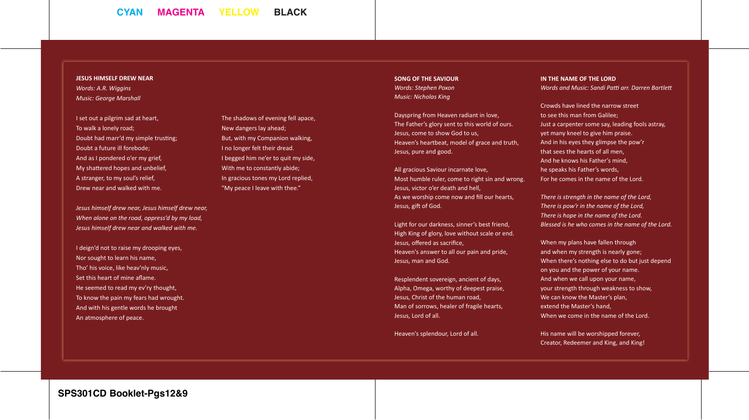### JESUS HIMSELF DREW NEAR

*Words: A.R. Wiggins*
*Music: George Marshall*

I set out a pilgrim sad at heart,
To walk a lonely road;
Doubt had marr'd my simple trusting;
Doubt a future ill forebode;
And as I pondered o'er my grief,
My shattered hopes and unbelief,
A stranger, to my soul's relief,
Drew near and walked with me.

*Jesus himself drew near, Jesus himself drew near,*
*When alone on the road, oppress'd by my load,*
*Jesus himself drew near and walked with me.*

I deign'd not to raise my drooping eyes,
Nor sought to learn his name,
Tho' his voice, like heav'nly music,
Set this heart of mine aflame.
He seemed to read my ev'ry thought,
To know the pain my fears had wrought.
And with his gentle words he brought
An atmosphere of peace.

The shadows of evening fell apace,
New dangers lay ahead;
But, with my Companion walking,
I no longer felt their dread.
I begged him ne'er to quit my side,
With me to constantly abide;
In gracious tones my Lord replied,
"My peace I leave with thee."

### SONG OF THE SAVIOUR

*Words: Stephen Poxon*
*Music: Nicholas King*

Dayspring from Heaven radiant in love,
The Father's glory sent to this world of ours.
Jesus, come to show God to us,
Heaven's heartbeat, model of grace and truth,
Jesus, pure and good.

All gracious Saviour incarnate love,
Most humble ruler, come to right sin and wrong.
Jesus, victor o'er death and hell,
As we worship come now and fill our hearts,
Jesus, gift of God.

Light for our darkness, sinner's best friend,
High King of glory, love without scale or end.
Jesus, offered as sacrifice,
Heaven's answer to all our pain and pride,
Jesus, man and God.

Resplendent sovereign, ancient of days,
Alpha, Omega, worthy of deepest praise,
Jesus, Christ of the human road,
Man of sorrows, healer of fragile hearts,
Jesus, Lord of all.

Heaven's splendour, Lord of all.

### IN THE NAME OF THE LORD

*Words and Music: Sandi Patti arr. Darren Bartlett*

Crowds have lined the narrow street
to see this man from Galilee;
Just a carpenter some say, leading fools astray,
yet many kneel to give him praise.
And in his eyes they glimpse the pow'r
that sees the hearts of all men,
And he knows his Father's mind,
he speaks his Father's words,
For he comes in the name of the Lord.

*There is strength in the name of the Lord,*
*There is pow'r in the name of the Lord,*
*There is hope in the name of the Lord.*
*Blessed is he who comes in the name of the Lord.*

When my plans have fallen through
and when my strength is nearly gone;
When there's nothing else to do but just depend
on you and the power of your name.
And when we call upon your name,
your strength through weakness to show,
We can know the Master's plan,
extend the Master's hand,
When we come in the name of the Lord.

His name will be worshipped forever,
Creator, Redeemer and King, and King!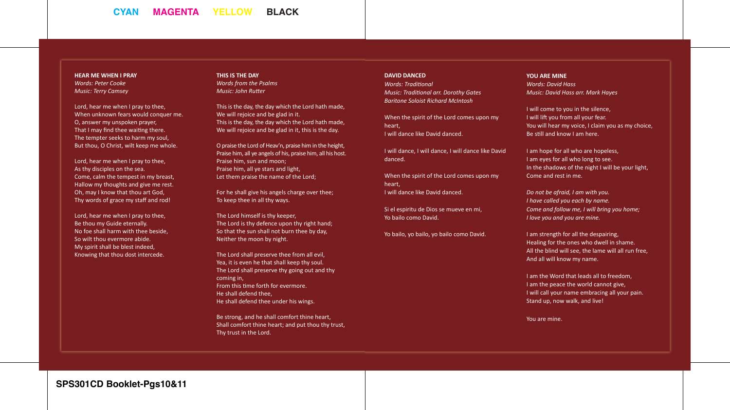## HEAR ME WHEN I PRAY

*Words: Peter Cooke*
*Music: Terry Camsey*

Lord, hear me when I pray to thee,
When unknown fears would conquer me.
O, answer my unspoken prayer,
That I may find thee waiting there.
The tempter seeks to harm my soul,
But thou, O Christ, wilt keep me whole.

Lord, hear me when I pray to thee,
As thy disciples on the sea.
Come, calm the tempest in my breast,
Hallow my thoughts and give me rest.
Oh, may I know that thou art God,
Thy words of grace my staff and rod!

Lord, hear me when I pray to thee,
Be thou my Guide eternally.
No foe shall harm with thee beside,
So wilt thou evermore abide.
My spirit shall be blest indeed,
Knowing that thou dost intercede.

## THIS IS THE DAY

*Words from the Psalms*
*Music: John Rutter*

This is the day, the day which the Lord hath made,
We will rejoice and be glad in it.
This is the day, the day which the Lord hath made,
We will rejoice and be glad in it, this is the day.

O praise the Lord of Heav'n, praise him in the height,
Praise him, all ye angels of his, praise him, all his host.
Praise him, sun and moon;
Praise him, all ye stars and light,
Let them praise the name of the Lord;

For he shall give his angels charge over thee;
To keep thee in all thy ways.

The Lord himself is thy keeper,
The Lord is thy defence upon thy right hand;
So that the sun shall not burn thee by day,
Neither the moon by night.

The Lord shall preserve thee from all evil,
Yea, it is even he that shall keep thy soul.
The Lord shall preserve thy going out and thy coming in,
From this time forth for evermore.
He shall defend thee,
He shall defend thee under his wings.

Be strong, and he shall comfort thine heart,
Shall comfort thine heart; and put thou thy trust,
Thy trust in the Lord.

## DAVID DANCED

*Words: Traditional*
*Music: Traditional arr. Dorothy Gates*
*Baritone Soloist Richard McIntosh*

When the spirit of the Lord comes upon my heart,
I will dance like David danced.

I will dance, I will dance, I will dance like David danced.

When the spirit of the Lord comes upon my heart,
I will dance like David danced.

Si el espiritu de Dios se mueve en mi,
Yo bailo como David.

Yo bailo, yo bailo, yo bailo como David.

## YOU ARE MINE

*Words: David Hass*
*Music: David Hass arr. Mark Hayes*

I will come to you in the silence,
I will lift you from all your fear.
You will hear my voice, I claim you as my choice,
Be still and know I am here.

I am hope for all who are hopeless,
I am eyes for all who long to see.
In the shadows of the night I will be your light,
Come and rest in me.

*Do not be afraid, I am with you.*
*I have called you each by name.*
*Come and follow me, I will bring you home;*
*I love you and you are mine.*

I am strength for all the despairing,
Healing for the ones who dwell in shame.
All the blind will see, the lame will all run free,
And all will know my name.

I am the Word that leads all to freedom,
I am the peace the world cannot give,
I will call your name embracing all your pain.
Stand up, now walk, and live!

You are mine.